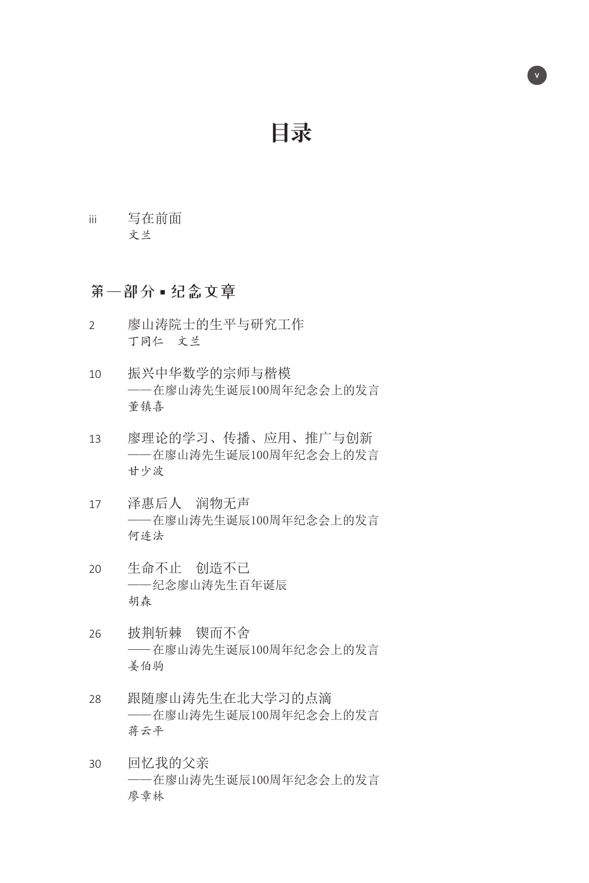# 目录

iii 写在前面
文兰

## 第一部分 ▪ 纪念文章

2 廖山涛院士的生平与研究工作
丁同仁 文兰

10 振兴中华数学的宗师与楷模
——在廖山涛先生诞辰100周年纪念会上的发言
董镇喜

13 廖理论的学习、传播、应用、推广与创新
——在廖山涛先生诞辰100周年纪念会上的发言
甘少波

17 泽惠后人 润物无声
——在廖山涛先生诞辰100周年纪念会上的发言
何连法

20 生命不止 创造不已
——纪念廖山涛先生百年诞辰
胡森

26 披荆斩棘 锲而不舍
——在廖山涛先生诞辰100周年纪念会上的发言
姜伯驹

28 跟随廖山涛先生在北大学习的点滴
——在廖山涛先生诞辰100周年纪念会上的发言
蒋云平

30 回忆我的父亲
——在廖山涛先生诞辰100周年纪念会上的发言
廖章林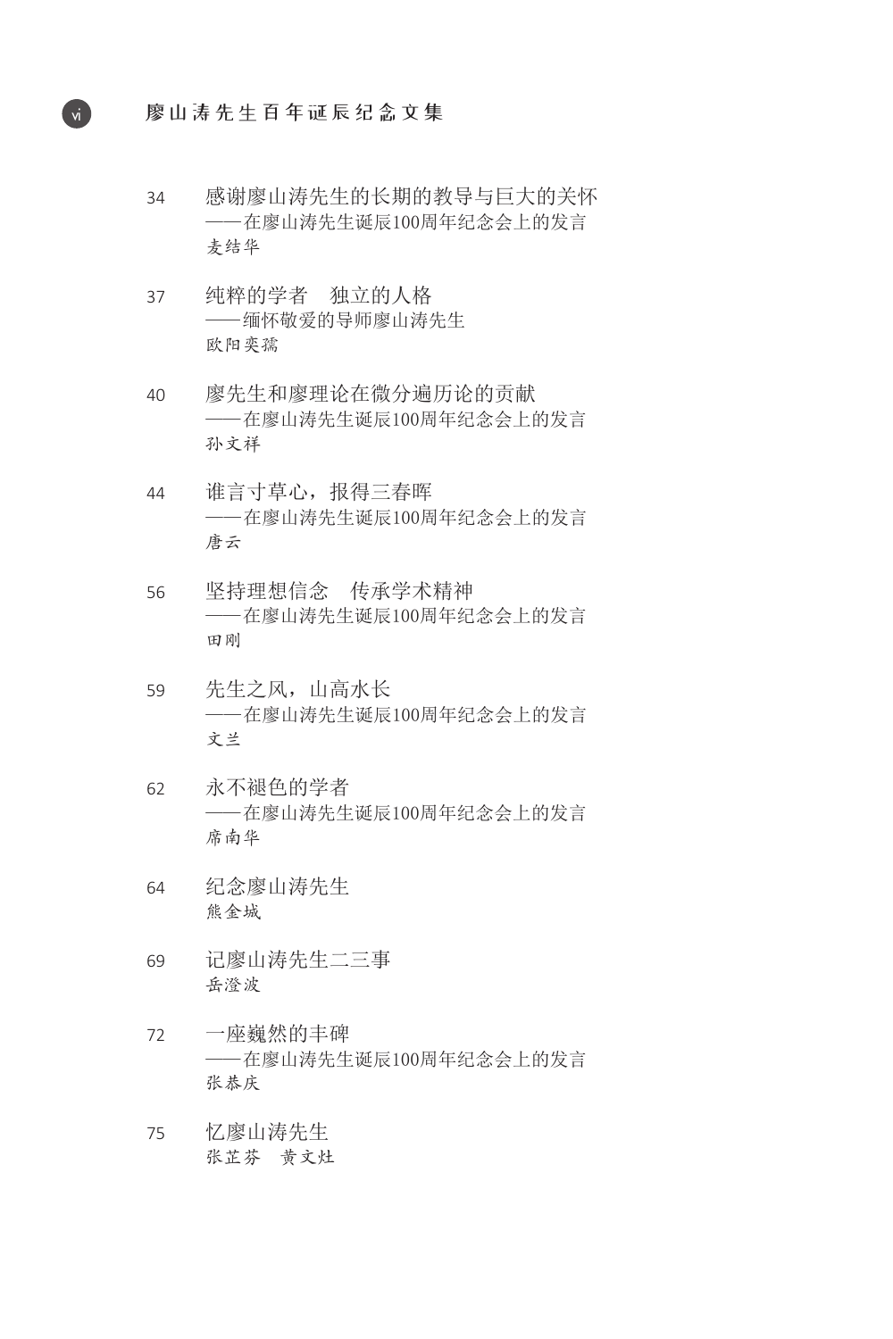34 感谢廖山涛先生的长期的教导与巨大的关怀
——在廖山涛先生诞辰100周年纪念会上的发言
麦结华

37 纯粹的学者 独立的人格
——缅怀敬爱的导师廖山涛先生
欧阳奕孺

40 廖先生和廖理论在微分遍历论的贡献
——在廖山涛先生诞辰100周年纪念会上的发言
孙文祥

44 谁言寸草心，报得三春晖
——在廖山涛先生诞辰100周年纪念会上的发言
唐云

56 坚持理想信念 传承学术精神
——在廖山涛先生诞辰100周年纪念会上的发言
田刚

59 先生之风，山高水长
——在廖山涛先生诞辰100周年纪念会上的发言
文兰

62 永不褪色的学者
——在廖山涛先生诞辰100周年纪念会上的发言
席南华

64 纪念廖山涛先生
熊金城

69 记廖山涛先生二三事
岳澄波

72 一座巍然的丰碑
——在廖山涛先生诞辰100周年纪念会上的发言
张恭庆

75 忆廖山涛先生
张芷芬 黄文灶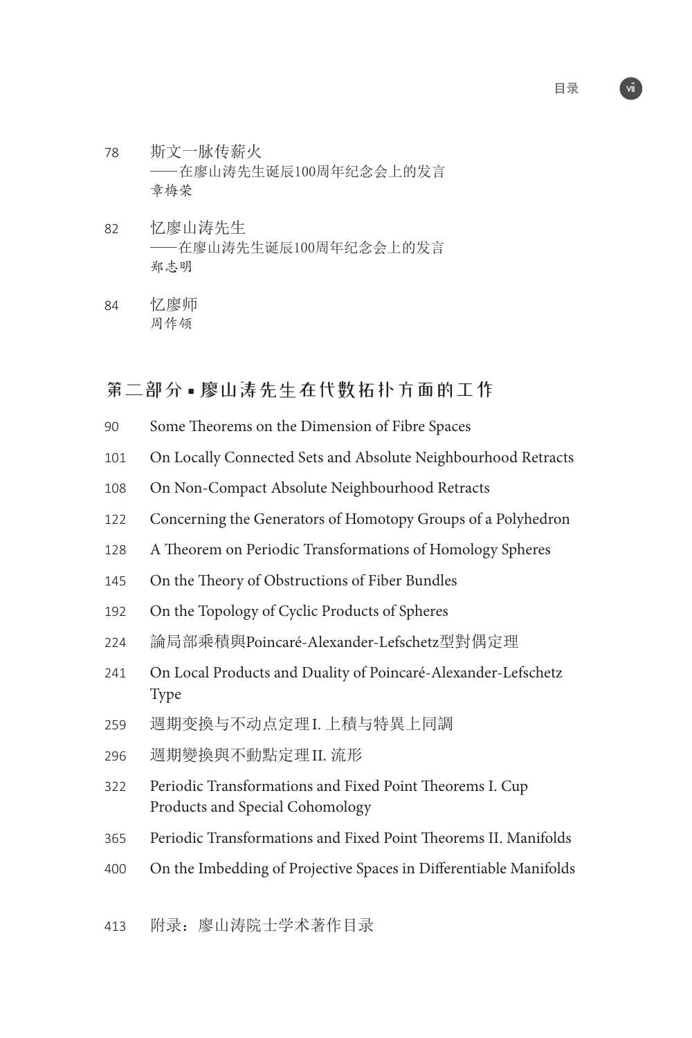78 斯文一脉传薪火
——在廖山涛先生诞辰100周年纪念会上的发言
章梅荣

82 忆廖山涛先生
——在廖山涛先生诞辰100周年纪念会上的发言
郑志明

84 忆廖师
周作领

## 第二部分 ▪ 廖山涛先生在代数拓扑方面的工作

90 Some Theorems on the Dimension of Fibre Spaces

101 On Locally Connected Sets and Absolute Neighbourhood Retracts

108 On Non-Compact Absolute Neighbourhood Retracts

122 Concerning the Generators of Homotopy Groups of a Polyhedron

128 A Theorem on Periodic Transformations of Homology Spheres

145 On the Theory of Obstructions of Fiber Bundles

192 On the Topology of Cyclic Products of Spheres

224 論局部乘積與Poincaré-Alexander-Lefschetz型對偶定理

241 On Local Products and Duality of Poincaré-Alexander-Lefschetz Type

259 週期变换与不动点定理I. 上積与特異上同調

296 週期變換與不動點定理II. 流形

322 Periodic Transformations and Fixed Point Theorems I. Cup Products and Special Cohomology

365 Periodic Transformations and Fixed Point Theorems II. Manifolds

400 On the Imbedding of Projective Spaces in Differentiable Manifolds

413 附录：廖山涛院士学术著作目录